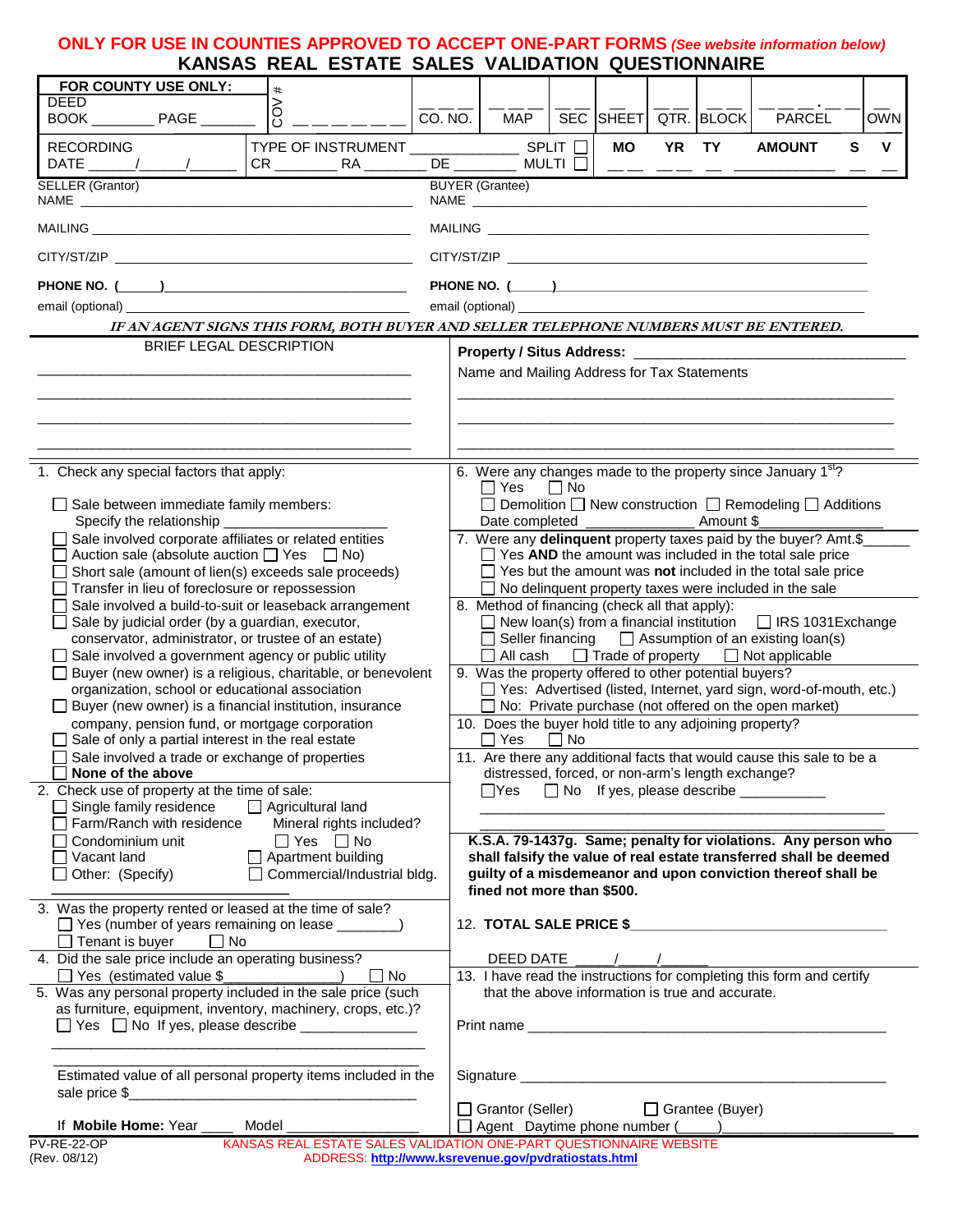**ONLY FOR USE IN COUNTIES APPROVED TO ACCEPT ONE-PART FORMS** *(See website information below)*

# KANSAS REAL ESTATE SALES VALIDATION QUESTIONNAIRE

| FOR COUNTY USE ONLY: DEED BOOK _______ PAGE _______ | COV # _______ | CO. NO. | MAP | SEC | SHEET | QTR. | BLOCK | PARCEL | OWN |
|---|---|---|---|---|---|---|---|---|---|
| RECORDING DATE ____/____/____ | TYPE OF INSTRUMENT ________ CR ______ RA ______ DE ______ | SPLIT ☐ MULTI ☐ | MO | YR | TY | AMOUNT | S | V | |

| SELLER (Grantor) | BUYER (Grantee) |
|---|---|
| NAME ______ | NAME ______ |
| MAILING ______ | MAILING ______ |
| CITY/ST/ZIP ______ | CITY/ST/ZIP ______ |
| PHONE NO. (____)______ | PHONE NO. (____)______ |
| email (optional) ______ | email (optional) ______ |

*IF AN AGENT SIGNS THIS FORM, BOTH BUYER AND SELLER TELEPHONE NUMBERS MUST BE ENTERED.*

BRIEF LEGAL DESCRIPTION

______________________________

**Property / Situs Address:** ______________________________

Name and Mailing Address for Tax Statements

______________________________

1. Check any special factors that apply:
   - ☐ Sale between immediate family members: Specify the relationship ______
   - ☐ Sale involved corporate affiliates or related entities
   - ☐ Auction sale (absolute auction ☐ Yes ☐ No)
   - ☐ Short sale (amount of lien(s) exceeds sale proceeds)
   - ☐ Transfer in lieu of foreclosure or repossession
   - ☐ Sale involved a build-to-suit or leaseback arrangement
   - ☐ Sale by judicial order (by a guardian, executor, conservator, administrator, or trustee of an estate)
   - ☐ Sale involved a government agency or public utility
   - ☐ Buyer (new owner) is a religious, charitable, or benevolent organization, school or educational association
   - ☐ Buyer (new owner) is a financial institution, insurance company, pension fund, or mortgage corporation
   - ☐ Sale of only a partial interest in the real estate
   - ☐ Sale involved a trade or exchange of properties
   - ☐ **None of the above**
2. Check use of property at the time of sale:
   - ☐ Single family residence
   - ☐ Farm/Ranch with residence
   - ☐ Condominium unit
   - ☐ Vacant land
   - ☐ Other: (Specify) ______
   - ☐ Agricultural land — Mineral rights included? ☐ Yes ☐ No
   - ☐ Apartment building
   - ☐ Commercial/Industrial bldg.
3. Was the property rented or leased at the time of sale?
   ☐ Yes (number of years remaining on lease ______) ☐ Tenant is buyer ☐ No
4. Did the sale price include an operating business?
   ☐ Yes (estimated value $______) ☐ No
5. Was any personal property included in the sale price (such as furniture, equipment, inventory, machinery, crops, etc.)?
   ☐ Yes ☐ No If yes, please describe ______

   Estimated value of all personal property items included in the sale price $______

   If **Mobile Home:** Year ____ Model ______
6. Were any changes made to the property since January 1st?
   ☐ Yes ☐ No
   ☐ Demolition ☐ New construction ☐ Remodeling ☐ Additions
   Date completed ______ Amount $______
7. Were any **delinquent** property taxes paid by the buyer? Amt.$______
   - ☐ Yes **AND** the amount was included in the total sale price
   - ☐ Yes but the amount was **not** included in the total sale price
   - ☐ No delinquent property taxes were included in the sale
8. Method of financing (check all that apply):
   ☐ New loan(s) from a financial institution ☐ IRS 1031Exchange
   ☐ Seller financing ☐ Assumption of an existing loan(s)
   ☐ All cash ☐ Trade of property ☐ Not applicable
9. Was the property offered to other potential buyers?
   - ☐ Yes: Advertised (listed, Internet, yard sign, word-of-mouth, etc.)
   - ☐ No: Private purchase (not offered on the open market)
10. Does the buyer hold title to any adjoining property?
    ☐ Yes ☐ No
11. Are there any additional facts that would cause this sale to be a distressed, forced, or non-arm's length exchange?
    ☐ Yes ☐ No If yes, please describe ______

**K.S.A. 79-1437g. Same; penalty for violations. Any person who shall falsify the value of real estate transferred shall be deemed guilty of a misdemeanor and upon conviction thereof shall be fined not more than $500.**

12. **TOTAL SALE PRICE $**______

    DEED DATE ____/____/____
13. I have read the instructions for completing this form and certify that the above information is true and accurate.

Print name ______

Signature ______

☐ Grantor (Seller) ☐ Grantee (Buyer)
☐ Agent Daytime phone number (____)______

PV-RE-22-OP
(Rev. 08/12)

KANSAS REAL ESTATE SALES VALIDATION ONE-PART QUESTIONNAIRE WEBSITE ADDRESS: **http://www.ksrevenue.gov/pvdratiostats.html**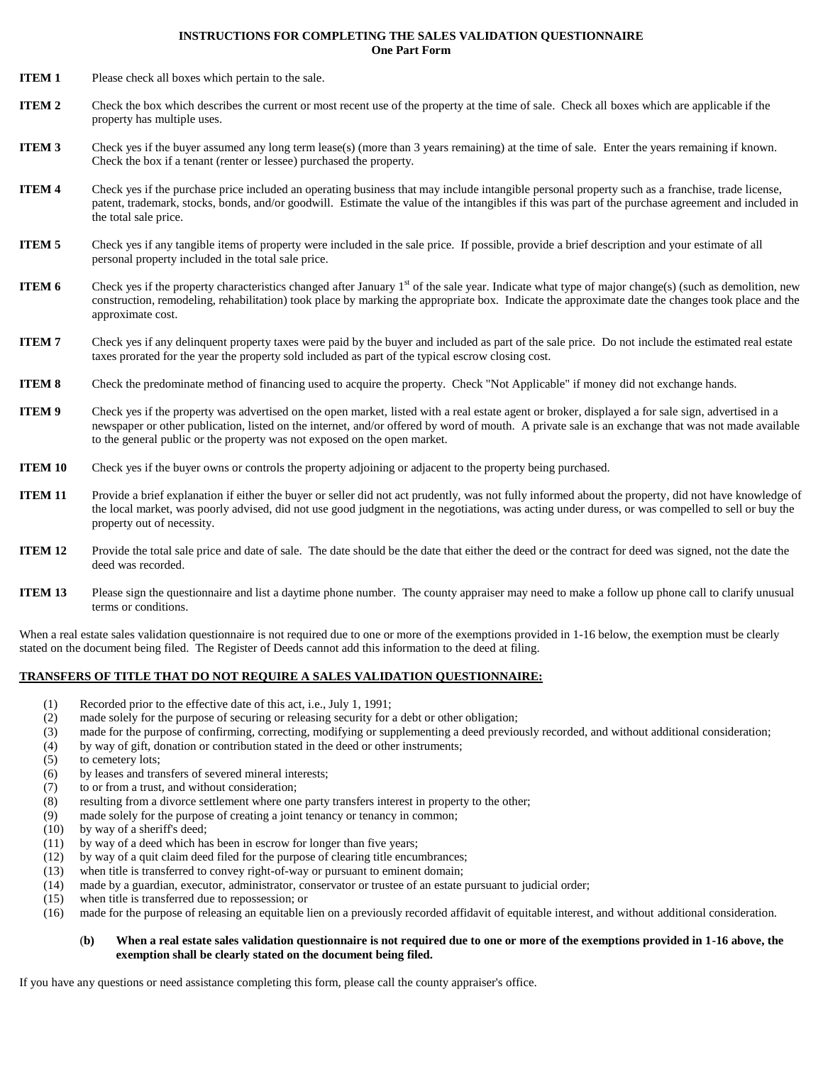## INSTRUCTIONS FOR COMPLETING THE SALES VALIDATION QUESTIONNAIRE
**One Part Form**

**ITEM 1** Please check all boxes which pertain to the sale.

**ITEM 2** Check the box which describes the current or most recent use of the property at the time of sale. Check all boxes which are applicable if the property has multiple uses.

**ITEM 3** Check yes if the buyer assumed any long term lease(s) (more than 3 years remaining) at the time of sale. Enter the years remaining if known. Check the box if a tenant (renter or lessee) purchased the property.

**ITEM 4** Check yes if the purchase price included an operating business that may include intangible personal property such as a franchise, trade license, patent, trademark, stocks, bonds, and/or goodwill. Estimate the value of the intangibles if this was part of the purchase agreement and included in the total sale price.

**ITEM 5** Check yes if any tangible items of property were included in the sale price. If possible, provide a brief description and your estimate of all personal property included in the total sale price.

**ITEM 6** Check yes if the property characteristics changed after January 1st of the sale year. Indicate what type of major change(s) (such as demolition, new construction, remodeling, rehabilitation) took place by marking the appropriate box. Indicate the approximate date the changes took place and the approximate cost.

**ITEM 7** Check yes if any delinquent property taxes were paid by the buyer and included as part of the sale price. Do not include the estimated real estate taxes prorated for the year the property sold included as part of the typical escrow closing cost.

**ITEM 8** Check the predominate method of financing used to acquire the property. Check "Not Applicable" if money did not exchange hands.

**ITEM 9** Check yes if the property was advertised on the open market, listed with a real estate agent or broker, displayed a for sale sign, advertised in a newspaper or other publication, listed on the internet, and/or offered by word of mouth. A private sale is an exchange that was not made available to the general public or the property was not exposed on the open market.

**ITEM 10** Check yes if the buyer owns or controls the property adjoining or adjacent to the property being purchased.

**ITEM 11** Provide a brief explanation if either the buyer or seller did not act prudently, was not fully informed about the property, did not have knowledge of the local market, was poorly advised, did not use good judgment in the negotiations, was acting under duress, or was compelled to sell or buy the property out of necessity.

**ITEM 12** Provide the total sale price and date of sale. The date should be the date that either the deed or the contract for deed was signed, not the date the deed was recorded.

**ITEM 13** Please sign the questionnaire and list a daytime phone number. The county appraiser may need to make a follow up phone call to clarify unusual terms or conditions.

When a real estate sales validation questionnaire is not required due to one or more of the exemptions provided in 1-16 below, the exemption must be clearly stated on the document being filed. The Register of Deeds cannot add this information to the deed at filing.

**TRANSFERS OF TITLE THAT DO NOT REQUIRE A SALES VALIDATION QUESTIONNAIRE:**

(1) Recorded prior to the effective date of this act, i.e., July 1, 1991;
(2) made solely for the purpose of securing or releasing security for a debt or other obligation;
(3) made for the purpose of confirming, correcting, modifying or supplementing a deed previously recorded, and without additional consideration;
(4) by way of gift, donation or contribution stated in the deed or other instruments;
(5) to cemetery lots;
(6) by leases and transfers of severed mineral interests;
(7) to or from a trust, and without consideration;
(8) resulting from a divorce settlement where one party transfers interest in property to the other;
(9) made solely for the purpose of creating a joint tenancy or tenancy in common;
(10) by way of a sheriff's deed;
(11) by way of a deed which has been in escrow for longer than five years;
(12) by way of a quit claim deed filed for the purpose of clearing title encumbrances;
(13) when title is transferred to convey right-of-way or pursuant to eminent domain;
(14) made by a guardian, executor, administrator, conservator or trustee of an estate pursuant to judicial order;
(15) when title is transferred due to repossession; or
(16) made for the purpose of releasing an equitable lien on a previously recorded affidavit of equitable interest, and without additional consideration.

**(b) When a real estate sales validation questionnaire is not required due to one or more of the exemptions provided in 1-16 above, the exemption shall be clearly stated on the document being filed.**

If you have any questions or need assistance completing this form, please call the county appraiser's office.